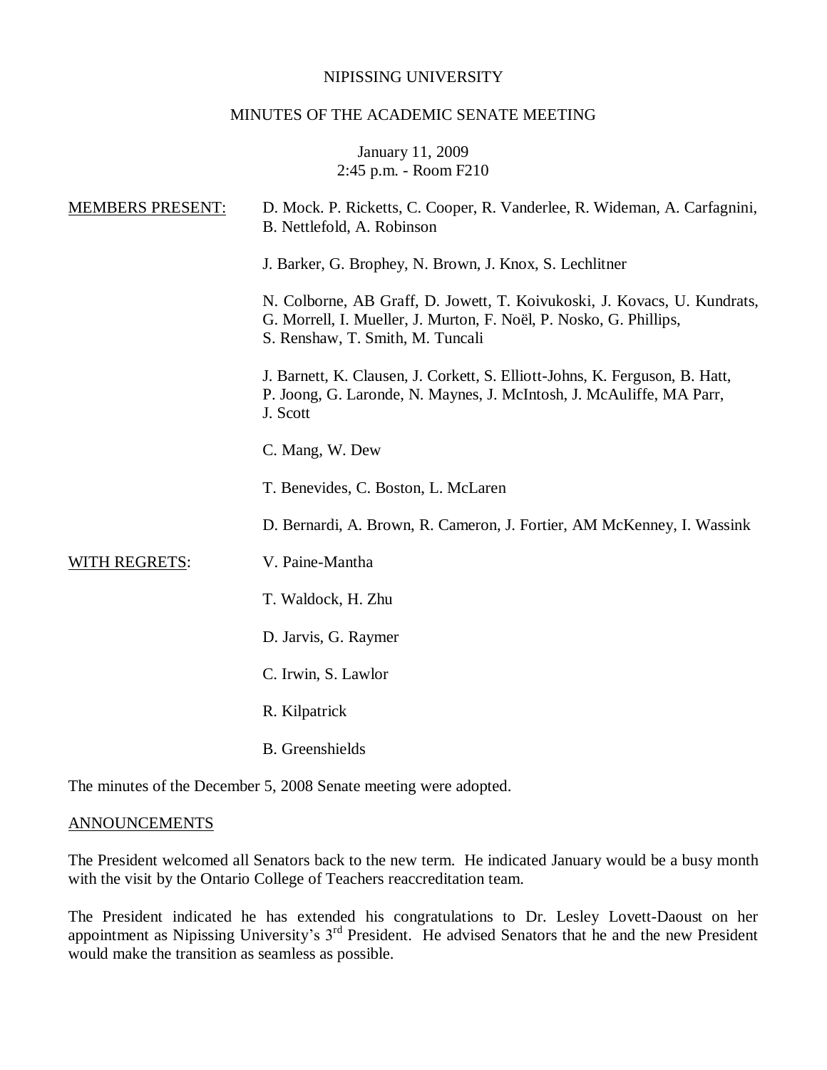NIPISSING UNIVERSITY

MINUTES OF THE ACADEMIC SENATE MEETING

January 11, 2009
2:45 p.m. - Room F210

MEMBERS PRESENT: D. Mock. P. Ricketts, C. Cooper, R. Vanderlee, R. Wideman, A. Carfagnini, B. Nettlefold, A. Robinson

J. Barker, G. Brophey, N. Brown, J. Knox, S. Lechlitner

N. Colborne, AB Graff, D. Jowett, T. Koivukoski, J. Kovacs, U. Kundrats, G. Morrell, I. Mueller, J. Murton, F. Noël, P. Nosko, G. Phillips, S. Renshaw, T. Smith, M. Tuncali

J. Barnett, K. Clausen, J. Corkett, S. Elliott-Johns, K. Ferguson, B. Hatt, P. Joong, G. Laronde, N. Maynes, J. McIntosh, J. McAuliffe, MA Parr, J. Scott

C. Mang, W. Dew

T. Benevides, C. Boston, L. McLaren

D. Bernardi, A. Brown, R. Cameron, J. Fortier, AM McKenney, I. Wassink

WITH REGRETS: V. Paine-Mantha

T. Waldock, H. Zhu

D. Jarvis, G. Raymer

C. Irwin, S. Lawlor

R. Kilpatrick

B. Greenshields

The minutes of the December 5, 2008 Senate meeting were adopted.

## ANNOUNCEMENTS

The President welcomed all Senators back to the new term. He indicated January would be a busy month with the visit by the Ontario College of Teachers reaccreditation team.

The President indicated he has extended his congratulations to Dr. Lesley Lovett-Daoust on her appointment as Nipissing University's 3rd President. He advised Senators that he and the new President would make the transition as seamless as possible.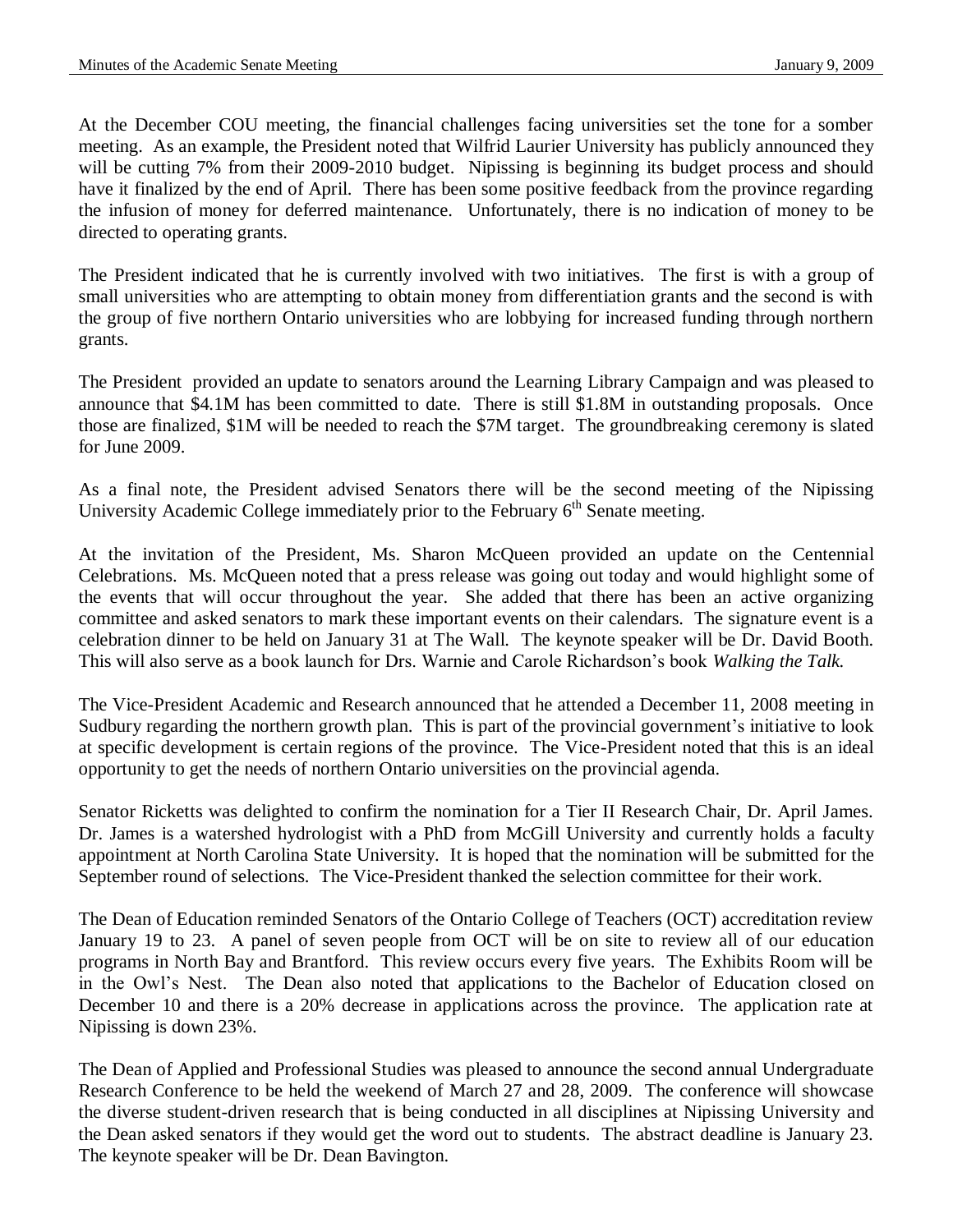At the December COU meeting, the financial challenges facing universities set the tone for a somber meeting. As an example, the President noted that Wilfrid Laurier University has publicly announced they will be cutting 7% from their 2009-2010 budget. Nipissing is beginning its budget process and should have it finalized by the end of April. There has been some positive feedback from the province regarding the infusion of money for deferred maintenance. Unfortunately, there is no indication of money to be directed to operating grants.

The President indicated that he is currently involved with two initiatives. The first is with a group of small universities who are attempting to obtain money from differentiation grants and the second is with the group of five northern Ontario universities who are lobbying for increased funding through northern grants.

The President provided an update to senators around the Learning Library Campaign and was pleased to announce that $4.1M has been committed to date. There is still $1.8M in outstanding proposals. Once those are finalized, $1M will be needed to reach the $7M target. The groundbreaking ceremony is slated for June 2009.

As a final note, the President advised Senators there will be the second meeting of the Nipissing University Academic College immediately prior to the February 6th Senate meeting.

At the invitation of the President, Ms. Sharon McQueen provided an update on the Centennial Celebrations. Ms. McQueen noted that a press release was going out today and would highlight some of the events that will occur throughout the year. She added that there has been an active organizing committee and asked senators to mark these important events on their calendars. The signature event is a celebration dinner to be held on January 31 at The Wall. The keynote speaker will be Dr. David Booth. This will also serve as a book launch for Drs. Warnie and Carole Richardson's book *Walking the Talk.*

The Vice-President Academic and Research announced that he attended a December 11, 2008 meeting in Sudbury regarding the northern growth plan. This is part of the provincial government's initiative to look at specific development is certain regions of the province. The Vice-President noted that this is an ideal opportunity to get the needs of northern Ontario universities on the provincial agenda.

Senator Ricketts was delighted to confirm the nomination for a Tier II Research Chair, Dr. April James. Dr. James is a watershed hydrologist with a PhD from McGill University and currently holds a faculty appointment at North Carolina State University. It is hoped that the nomination will be submitted for the September round of selections. The Vice-President thanked the selection committee for their work.

The Dean of Education reminded Senators of the Ontario College of Teachers (OCT) accreditation review January 19 to 23. A panel of seven people from OCT will be on site to review all of our education programs in North Bay and Brantford. This review occurs every five years. The Exhibits Room will be in the Owl's Nest. The Dean also noted that applications to the Bachelor of Education closed on December 10 and there is a 20% decrease in applications across the province. The application rate at Nipissing is down 23%.

The Dean of Applied and Professional Studies was pleased to announce the second annual Undergraduate Research Conference to be held the weekend of March 27 and 28, 2009. The conference will showcase the diverse student-driven research that is being conducted in all disciplines at Nipissing University and the Dean asked senators if they would get the word out to students. The abstract deadline is January 23. The keynote speaker will be Dr. Dean Bavington.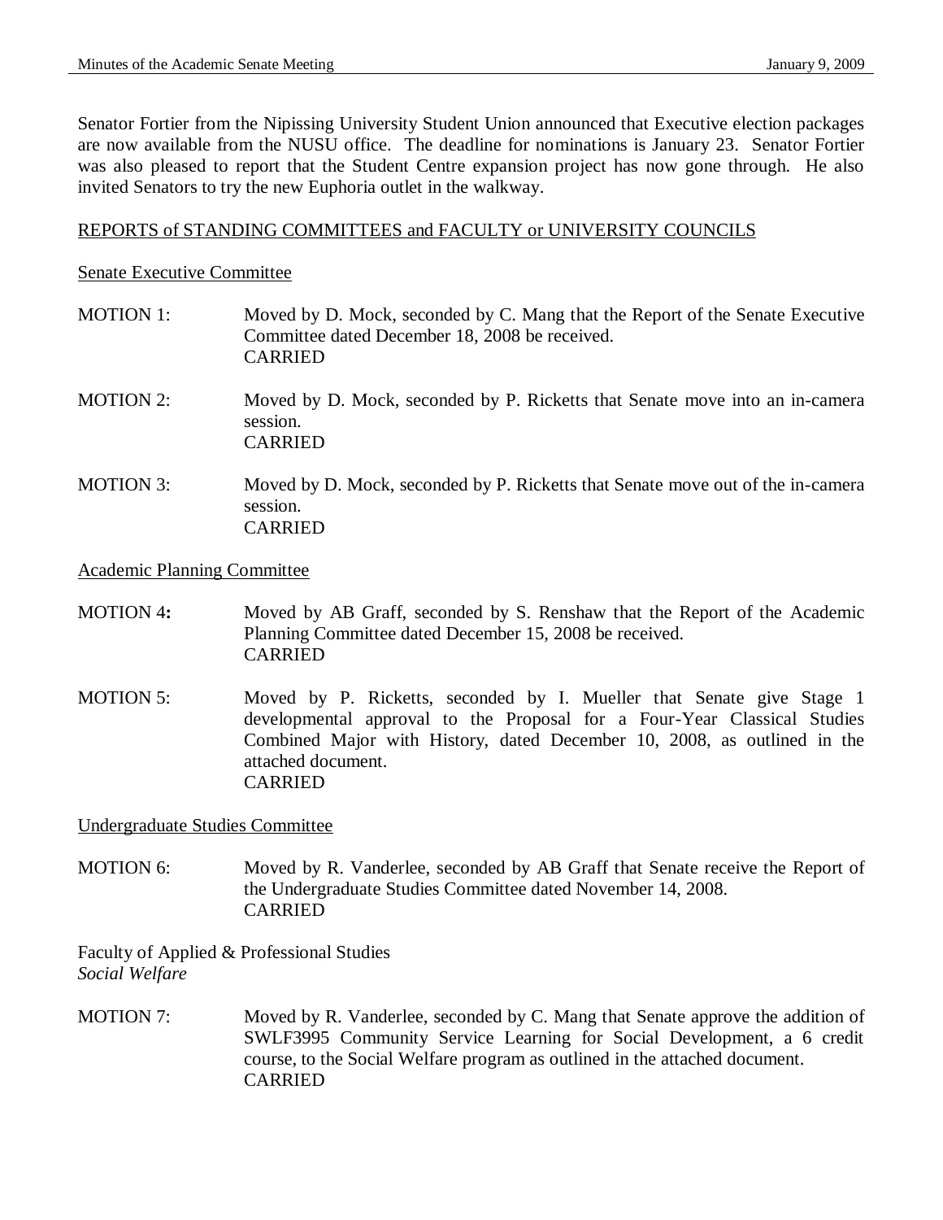Senator Fortier from the Nipissing University Student Union announced that Executive election packages are now available from the NUSU office. The deadline for nominations is January 23. Senator Fortier was also pleased to report that the Student Centre expansion project has now gone through. He also invited Senators to try the new Euphoria outlet in the walkway.

## REPORTS of STANDING COMMITTEES and FACULTY or UNIVERSITY COUNCILS

### Senate Executive Committee

MOTION 1: Moved by D. Mock, seconded by C. Mang that the Report of the Senate Executive Committee dated December 18, 2008 be received.
CARRIED

MOTION 2: Moved by D. Mock, seconded by P. Ricketts that Senate move into an in-camera session.
CARRIED

MOTION 3: Moved by D. Mock, seconded by P. Ricketts that Senate move out of the in-camera session.
CARRIED

### Academic Planning Committee

MOTION 4**:** Moved by AB Graff, seconded by S. Renshaw that the Report of the Academic Planning Committee dated December 15, 2008 be received.
CARRIED

MOTION 5: Moved by P. Ricketts, seconded by I. Mueller that Senate give Stage 1 developmental approval to the Proposal for a Four-Year Classical Studies Combined Major with History, dated December 10, 2008, as outlined in the attached document.
CARRIED

### Undergraduate Studies Committee

MOTION 6: Moved by R. Vanderlee, seconded by AB Graff that Senate receive the Report of the Undergraduate Studies Committee dated November 14, 2008.
CARRIED

Faculty of Applied & Professional Studies
*Social Welfare*

MOTION 7: Moved by R. Vanderlee, seconded by C. Mang that Senate approve the addition of SWLF3995 Community Service Learning for Social Development, a 6 credit course, to the Social Welfare program as outlined in the attached document.
CARRIED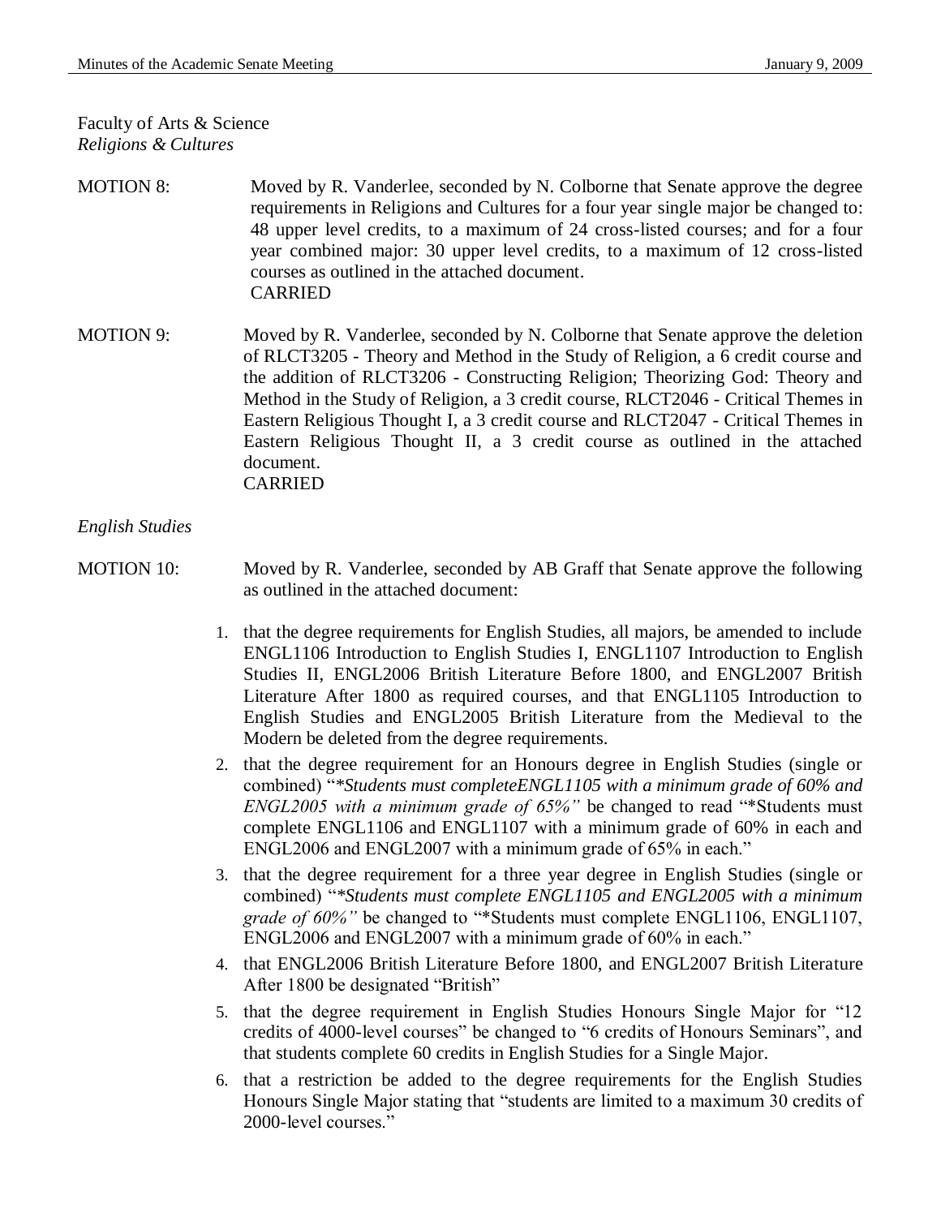Faculty of Arts & Science
*Religions & Cultures*

MOTION 8: Moved by R. Vanderlee, seconded by N. Colborne that Senate approve the degree requirements in Religions and Cultures for a four year single major be changed to: 48 upper level credits, to a maximum of 24 cross-listed courses; and for a four year combined major: 30 upper level credits, to a maximum of 12 cross-listed courses as outlined in the attached document.
CARRIED

MOTION 9: Moved by R. Vanderlee, seconded by N. Colborne that Senate approve the deletion of RLCT3205 - Theory and Method in the Study of Religion, a 6 credit course and the addition of RLCT3206 - Constructing Religion; Theorizing God: Theory and Method in the Study of Religion, a 3 credit course, RLCT2046 - Critical Themes in Eastern Religious Thought I, a 3 credit course and RLCT2047 - Critical Themes in Eastern Religious Thought II, a 3 credit course as outlined in the attached document.
CARRIED

*English Studies*

MOTION 10: Moved by R. Vanderlee, seconded by AB Graff that Senate approve the following as outlined in the attached document:

1. that the degree requirements for English Studies, all majors, be amended to include ENGL1106 Introduction to English Studies I, ENGL1107 Introduction to English Studies II, ENGL2006 British Literature Before 1800, and ENGL2007 British Literature After 1800 as required courses, and that ENGL1105 Introduction to English Studies and ENGL2005 British Literature from the Medieval to the Modern be deleted from the degree requirements.
2. that the degree requirement for an Honours degree in English Studies (single or combined) "*\*Students must completeENGL1105 with a minimum grade of 60% and ENGL2005 with a minimum grade of 65%*" be changed to read "*Students must complete ENGL1106 and ENGL1107 with a minimum grade of 60% in each and ENGL2006 and ENGL2007 with a minimum grade of 65% in each."
3. that the degree requirement for a three year degree in English Studies (single or combined) "*\*Students must complete ENGL1105 and ENGL2005 with a minimum grade of 60%*" be changed to "*Students must complete ENGL1106, ENGL1107, ENGL2006 and ENGL2007 with a minimum grade of 60% in each."
4. that ENGL2006 British Literature Before 1800, and ENGL2007 British Literature After 1800 be designated "British"
5. that the degree requirement in English Studies Honours Single Major for "12 credits of 4000-level courses" be changed to "6 credits of Honours Seminars", and that students complete 60 credits in English Studies for a Single Major.
6. that a restriction be added to the degree requirements for the English Studies Honours Single Major stating that "students are limited to a maximum 30 credits of 2000-level courses."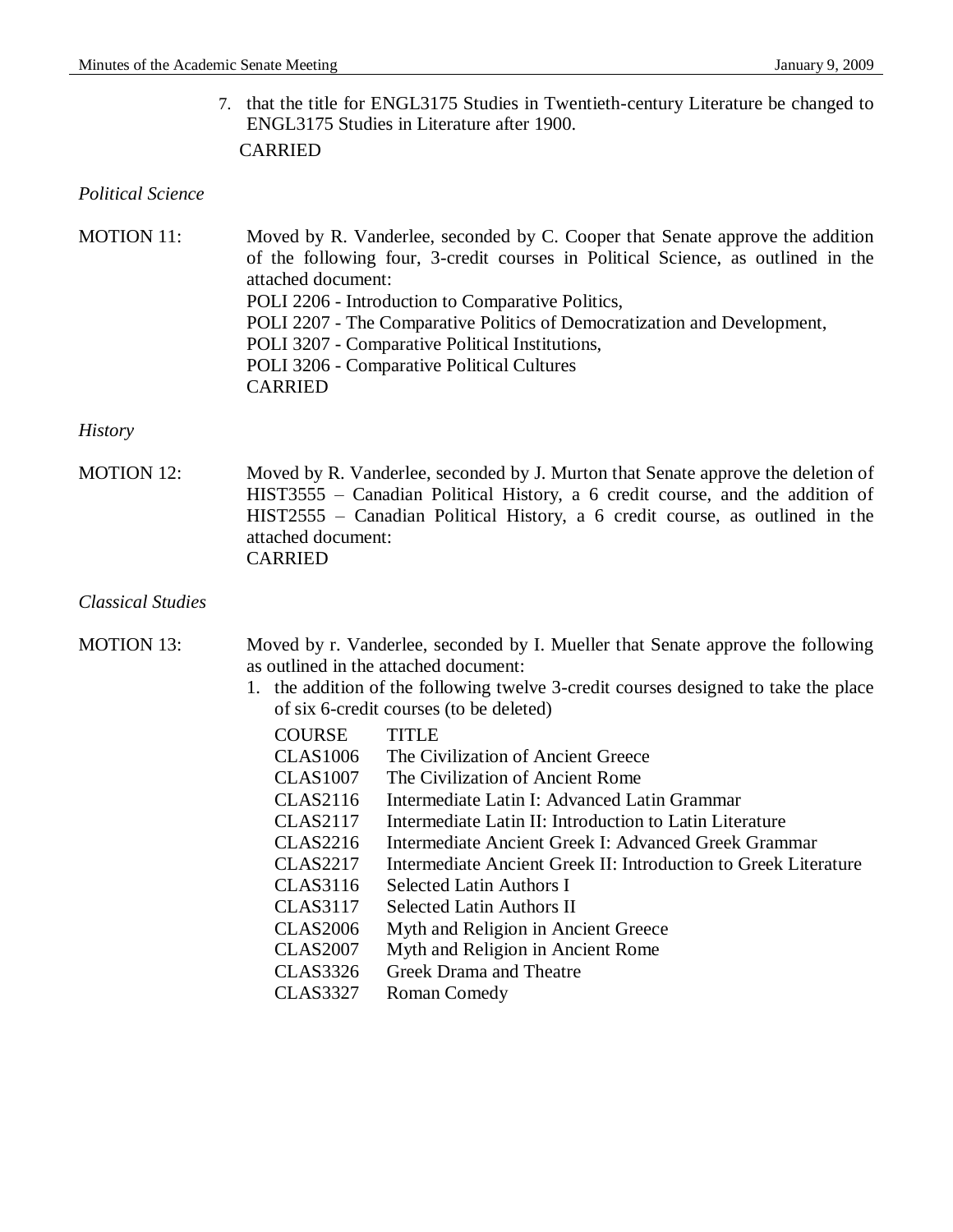7. that the title for ENGL3175 Studies in Twentieth-century Literature be changed to ENGL3175 Studies in Literature after 1900.

   CARRIED

*Political Science*

MOTION 11: Moved by R. Vanderlee, seconded by C. Cooper that Senate approve the addition of the following four, 3-credit courses in Political Science, as outlined in the attached document:
POLI 2206 - Introduction to Comparative Politics,
POLI 2207 - The Comparative Politics of Democratization and Development,
POLI 3207 - Comparative Political Institutions,
POLI 3206 - Comparative Political Cultures
CARRIED

*History*

MOTION 12: Moved by R. Vanderlee, seconded by J. Murton that Senate approve the deletion of HIST3555 – Canadian Political History, a 6 credit course, and the addition of HIST2555 – Canadian Political History, a 6 credit course, as outlined in the attached document:
CARRIED

*Classical Studies*

MOTION 13: Moved by r. Vanderlee, seconded by I. Mueller that Senate approve the following as outlined in the attached document:

1. the addition of the following twelve 3-credit courses designed to take the place of six 6-credit courses (to be deleted)

| COURSE | TITLE |
|---|---|
| CLAS1006 | The Civilization of Ancient Greece |
| CLAS1007 | The Civilization of Ancient Rome |
| CLAS2116 | Intermediate Latin I: Advanced Latin Grammar |
| CLAS2117 | Intermediate Latin II: Introduction to Latin Literature |
| CLAS2216 | Intermediate Ancient Greek I: Advanced Greek Grammar |
| CLAS2217 | Intermediate Ancient Greek II: Introduction to Greek Literature |
| CLAS3116 | Selected Latin Authors I |
| CLAS3117 | Selected Latin Authors II |
| CLAS2006 | Myth and Religion in Ancient Greece |
| CLAS2007 | Myth and Religion in Ancient Rome |
| CLAS3326 | Greek Drama and Theatre |
| CLAS3327 | Roman Comedy |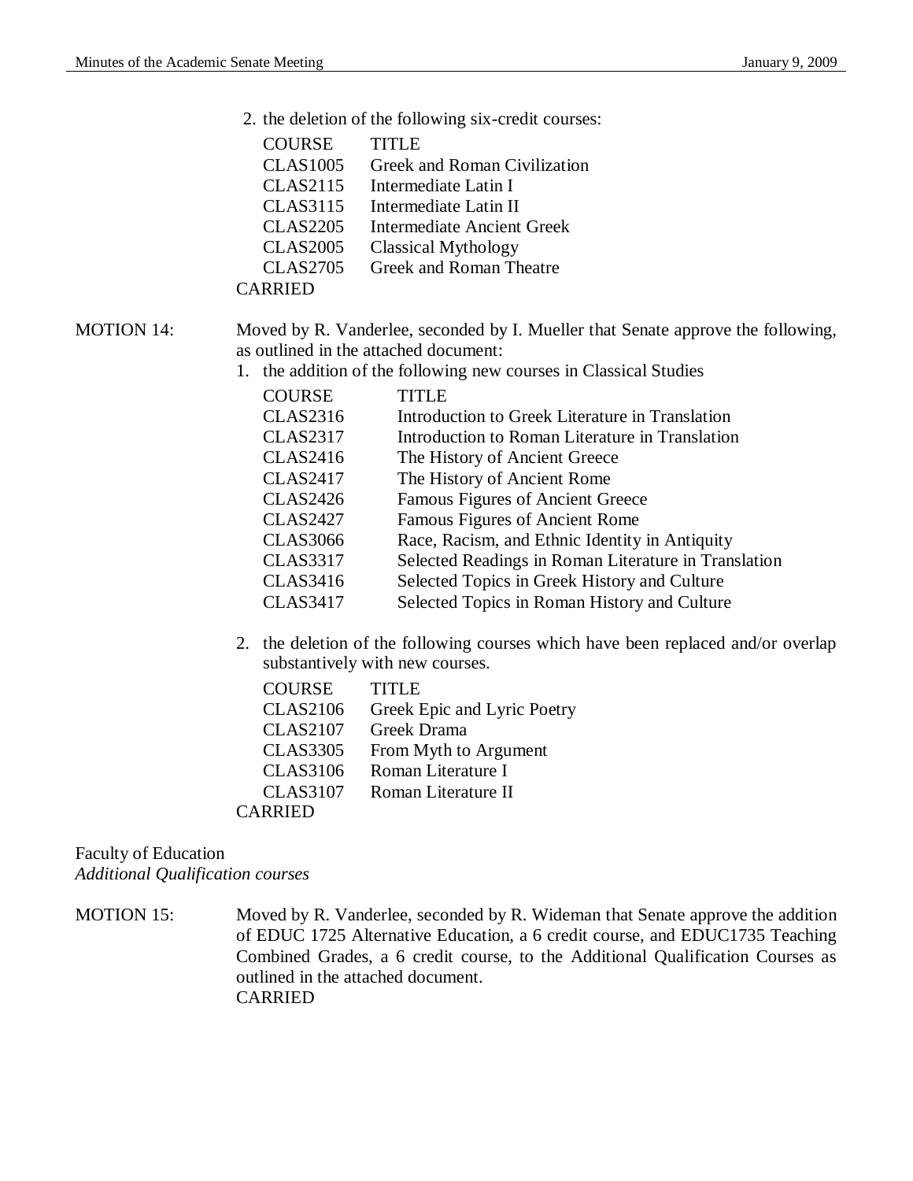2. the deletion of the following six-credit courses:

| COURSE | TITLE |
|---|---|
| CLAS1005 | Greek and Roman Civilization |
| CLAS2115 | Intermediate Latin I |
| CLAS3115 | Intermediate Latin II |
| CLAS2205 | Intermediate Ancient Greek |
| CLAS2005 | Classical Mythology |
| CLAS2705 | Greek and Roman Theatre |

CARRIED

MOTION 14: Moved by R. Vanderlee, seconded by I. Mueller that Senate approve the following, as outlined in the attached document:

1. the addition of the following new courses in Classical Studies

| COURSE | TITLE |
|---|---|
| CLAS2316 | Introduction to Greek Literature in Translation |
| CLAS2317 | Introduction to Roman Literature in Translation |
| CLAS2416 | The History of Ancient Greece |
| CLAS2417 | The History of Ancient Rome |
| CLAS2426 | Famous Figures of Ancient Greece |
| CLAS2427 | Famous Figures of Ancient Rome |
| CLAS3066 | Race, Racism, and Ethnic Identity in Antiquity |
| CLAS3317 | Selected Readings in Roman Literature in Translation |
| CLAS3416 | Selected Topics in Greek History and Culture |
| CLAS3417 | Selected Topics in Roman History and Culture |

2. the deletion of the following courses which have been replaced and/or overlap substantively with new courses.

| COURSE | TITLE |
|---|---|
| CLAS2106 | Greek Epic and Lyric Poetry |
| CLAS2107 | Greek Drama |
| CLAS3305 | From Myth to Argument |
| CLAS3106 | Roman Literature I |
| CLAS3107 | Roman Literature II |

CARRIED

Faculty of Education
*Additional Qualification courses*

MOTION 15: Moved by R. Vanderlee, seconded by R. Wideman that Senate approve the addition of EDUC 1725 Alternative Education, a 6 credit course, and EDUC1735 Teaching Combined Grades, a 6 credit course, to the Additional Qualification Courses as outlined in the attached document.
CARRIED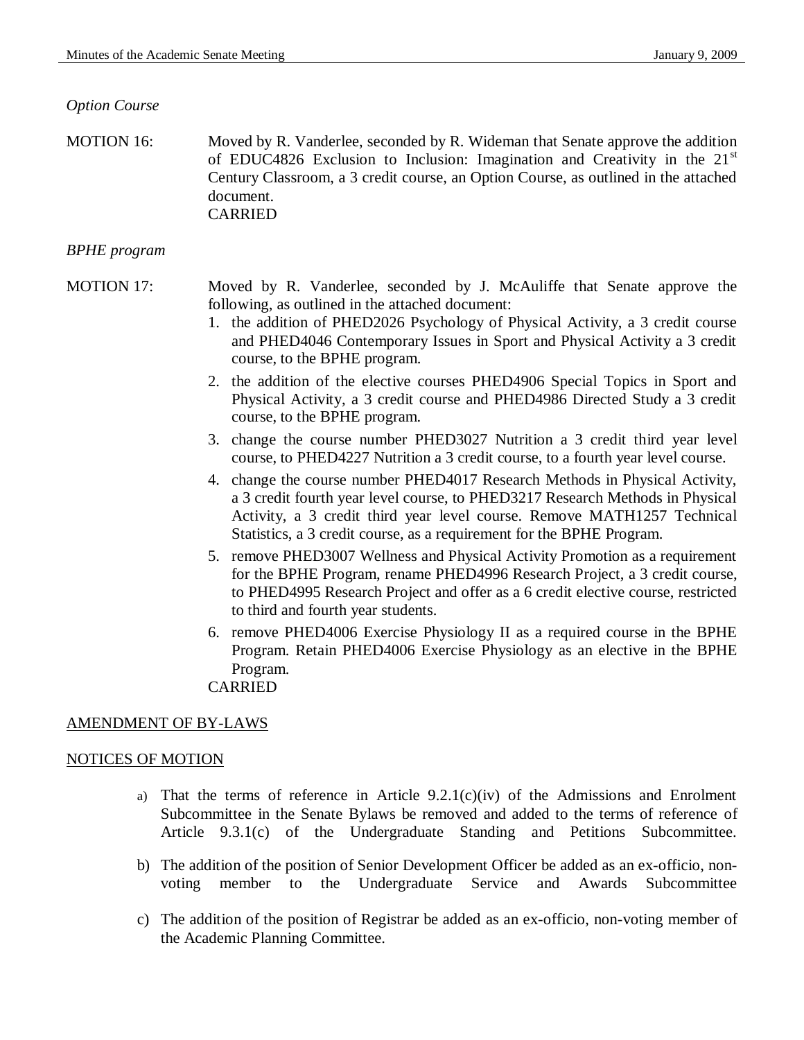*Option Course*

MOTION 16: Moved by R. Vanderlee, seconded by R. Wideman that Senate approve the addition of EDUC4826 Exclusion to Inclusion: Imagination and Creativity in the 21st Century Classroom, a 3 credit course, an Option Course, as outlined in the attached document.
CARRIED

*BPHE program*

MOTION 17: Moved by R. Vanderlee, seconded by J. McAuliffe that Senate approve the following, as outlined in the attached document:

1. the addition of PHED2026 Psychology of Physical Activity, a 3 credit course and PHED4046 Contemporary Issues in Sport and Physical Activity a 3 credit course, to the BPHE program.
2. the addition of the elective courses PHED4906 Special Topics in Sport and Physical Activity, a 3 credit course and PHED4986 Directed Study a 3 credit course, to the BPHE program.
3. change the course number PHED3027 Nutrition a 3 credit third year level course, to PHED4227 Nutrition a 3 credit course, to a fourth year level course.
4. change the course number PHED4017 Research Methods in Physical Activity, a 3 credit fourth year level course, to PHED3217 Research Methods in Physical Activity, a 3 credit third year level course. Remove MATH1257 Technical Statistics, a 3 credit course, as a requirement for the BPHE Program.
5. remove PHED3007 Wellness and Physical Activity Promotion as a requirement for the BPHE Program, rename PHED4996 Research Project, a 3 credit course, to PHED4995 Research Project and offer as a 6 credit elective course, restricted to third and fourth year students.
6. remove PHED4006 Exercise Physiology II as a required course in the BPHE Program. Retain PHED4006 Exercise Physiology as an elective in the BPHE Program.

CARRIED

## AMENDMENT OF BY-LAWS

## NOTICES OF MOTION

a) That the terms of reference in Article 9.2.1(c)(iv) of the Admissions and Enrolment Subcommittee in the Senate Bylaws be removed and added to the terms of reference of Article 9.3.1(c) of the Undergraduate Standing and Petitions Subcommittee.

b) The addition of the position of Senior Development Officer be added as an ex-officio, non-voting member to the Undergraduate Service and Awards Subcommittee

c) The addition of the position of Registrar be added as an ex-officio, non-voting member of the Academic Planning Committee.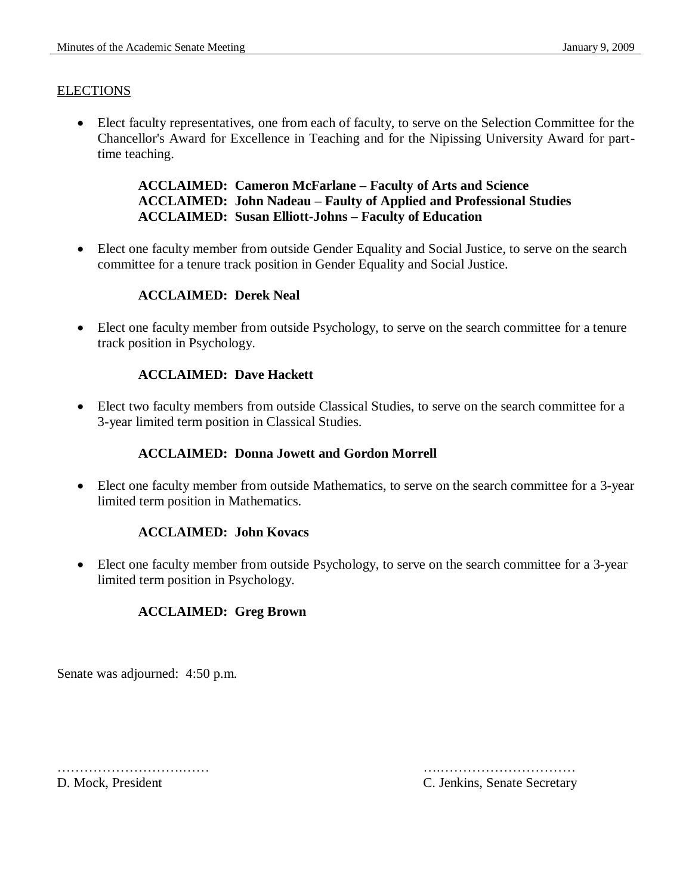ELECTIONS

- Elect faculty representatives, one from each of faculty, to serve on the Selection Committee for the Chancellor's Award for Excellence in Teaching and for the Nipissing University Award for part-time teaching.

  **ACCLAIMED: Cameron McFarlane – Faculty of Arts and Science**
  **ACCLAIMED: John Nadeau – Faulty of Applied and Professional Studies**
  **ACCLAIMED: Susan Elliott-Johns – Faculty of Education**

- Elect one faculty member from outside Gender Equality and Social Justice, to serve on the search committee for a tenure track position in Gender Equality and Social Justice.

  **ACCLAIMED: Derek Neal**

- Elect one faculty member from outside Psychology, to serve on the search committee for a tenure track position in Psychology.

  **ACCLAIMED: Dave Hackett**

- Elect two faculty members from outside Classical Studies, to serve on the search committee for a 3-year limited term position in Classical Studies.

  **ACCLAIMED: Donna Jowett and Gordon Morrell**

- Elect one faculty member from outside Mathematics, to serve on the search committee for a 3-year limited term position in Mathematics.

  **ACCLAIMED: John Kovacs**

- Elect one faculty member from outside Psychology, to serve on the search committee for a 3-year limited term position in Psychology.

  **ACCLAIMED: Greg Brown**

Senate was adjourned: 4:50 p.m.

……………………….……
D. Mock, President

….…………………………
C. Jenkins, Senate Secretary